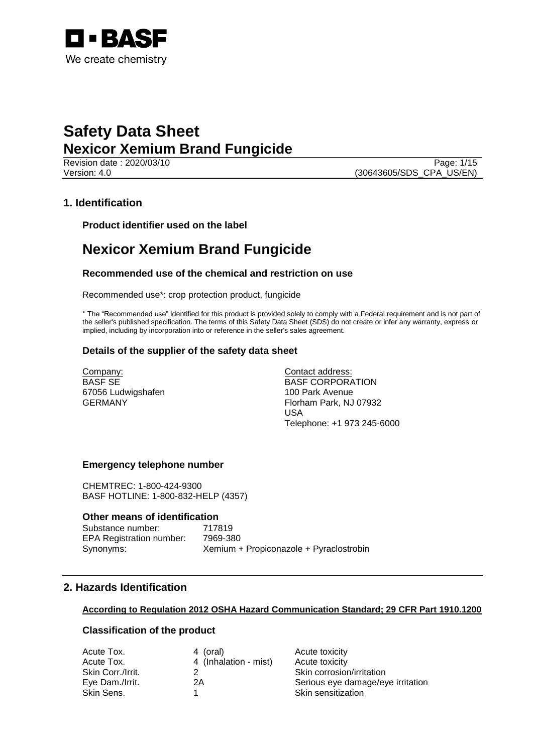BASF

We create chemistry

# Safety Data Sheet
# Nexicor Xemium Brand Fungicide

Revision date : 2020/03/10
Version: 4.0
(30643605/SDS_CPA_US/EN)

## 1. Identification

### Product identifier used on the label

# Nexicor Xemium Brand Fungicide

### Recommended use of the chemical and restriction on use

Recommended use*: crop protection product, fungicide

* The "Recommended use" identified for this product is provided solely to comply with a Federal requirement and is not part of the seller's published specification. The terms of this Safety Data Sheet (SDS) do not create or infer any warranty, express or implied, including by incorporation into or reference in the seller's sales agreement.

### Details of the supplier of the safety data sheet

Company:
BASF SE
67056 Ludwigshafen
GERMANY

Contact address:
BASF CORPORATION
100 Park Avenue
Florham Park, NJ 07932
USA
Telephone: +1 973 245-6000

### Emergency telephone number

CHEMTREC: 1-800-424-9300
BASF HOTLINE: 1-800-832-HELP (4357)

### Other means of identification

| | |
|---|---|
| Substance number: | 717819 |
| EPA Registration number: | 7969-380 |
| Synonyms: | Xemium + Propiconazole + Pyraclostrobin |

## 2. Hazards Identification

**According to Regulation 2012 OSHA Hazard Communication Standard; 29 CFR Part 1910.1200**

### Classification of the product

| | | |
|---|---|---|
| Acute Tox. | 4 (oral) | Acute toxicity |
| Acute Tox. | 4 (Inhalation - mist) | Acute toxicity |
| Skin Corr./Irrit. | 2 | Skin corrosion/irritation |
| Eye Dam./Irrit. | 2A | Serious eye damage/eye irritation |
| Skin Sens. | 1 | Skin sensitization |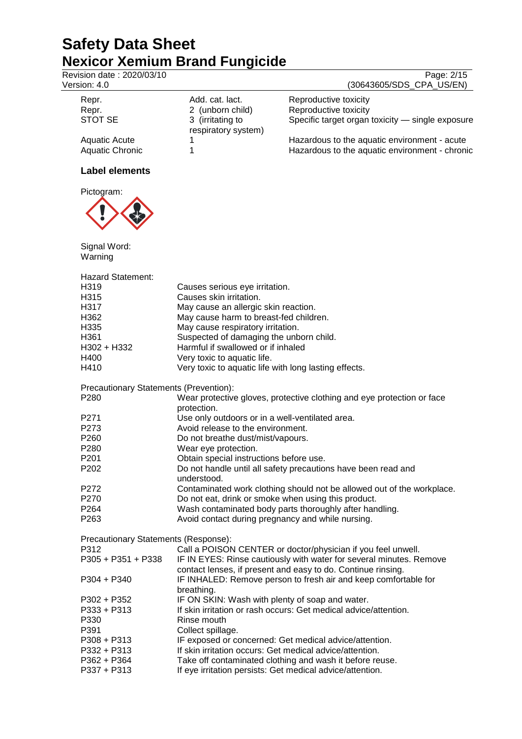| | | |
|---|---|---|
| Repr. | Add. cat. lact. | Reproductive toxicity |
| Repr. | 2 (unborn child) | Reproductive toxicity |
| STOT SE | 3 (irritating to respiratory system) | Specific target organ toxicity — single exposure |
| Aquatic Acute | 1 | Hazardous to the aquatic environment - acute |
| Aquatic Chronic | 1 | Hazardous to the aquatic environment - chronic |

### Label elements

Pictogram:

Signal Word:
Warning

Hazard Statement:

| | |
|---|---|
| H319 | Causes serious eye irritation. |
| H315 | Causes skin irritation. |
| H317 | May cause an allergic skin reaction. |
| H362 | May cause harm to breast-fed children. |
| H335 | May cause respiratory irritation. |
| H361 | Suspected of damaging the unborn child. |
| H302 + H332 | Harmful if swallowed or if inhaled |
| H400 | Very toxic to aquatic life. |
| H410 | Very toxic to aquatic life with long lasting effects. |

Precautionary Statements (Prevention):

| | |
|---|---|
| P280 | Wear protective gloves, protective clothing and eye protection or face protection. |
| P271 | Use only outdoors or in a well-ventilated area. |
| P273 | Avoid release to the environment. |
| P260 | Do not breathe dust/mist/vapours. |
| P280 | Wear eye protection. |
| P201 | Obtain special instructions before use. |
| P202 | Do not handle until all safety precautions have been read and understood. |
| P272 | Contaminated work clothing should not be allowed out of the workplace. |
| P270 | Do not eat, drink or smoke when using this product. |
| P264 | Wash contaminated body parts thoroughly after handling. |
| P263 | Avoid contact during pregnancy and while nursing. |

Precautionary Statements (Response):

| | |
|---|---|
| P312 | Call a POISON CENTER or doctor/physician if you feel unwell. |
| P305 + P351 + P338 | IF IN EYES: Rinse cautiously with water for several minutes. Remove contact lenses, if present and easy to do. Continue rinsing. |
| P304 + P340 | IF INHALED: Remove person to fresh air and keep comfortable for breathing. |
| P302 + P352 | IF ON SKIN: Wash with plenty of soap and water. |
| P333 + P313 | If skin irritation or rash occurs: Get medical advice/attention. |
| P330 | Rinse mouth |
| P391 | Collect spillage. |
| P308 + P313 | IF exposed or concerned: Get medical advice/attention. |
| P332 + P313 | If skin irritation occurs: Get medical advice/attention. |
| P362 + P364 | Take off contaminated clothing and wash it before reuse. |
| P337 + P313 | If eye irritation persists: Get medical advice/attention. |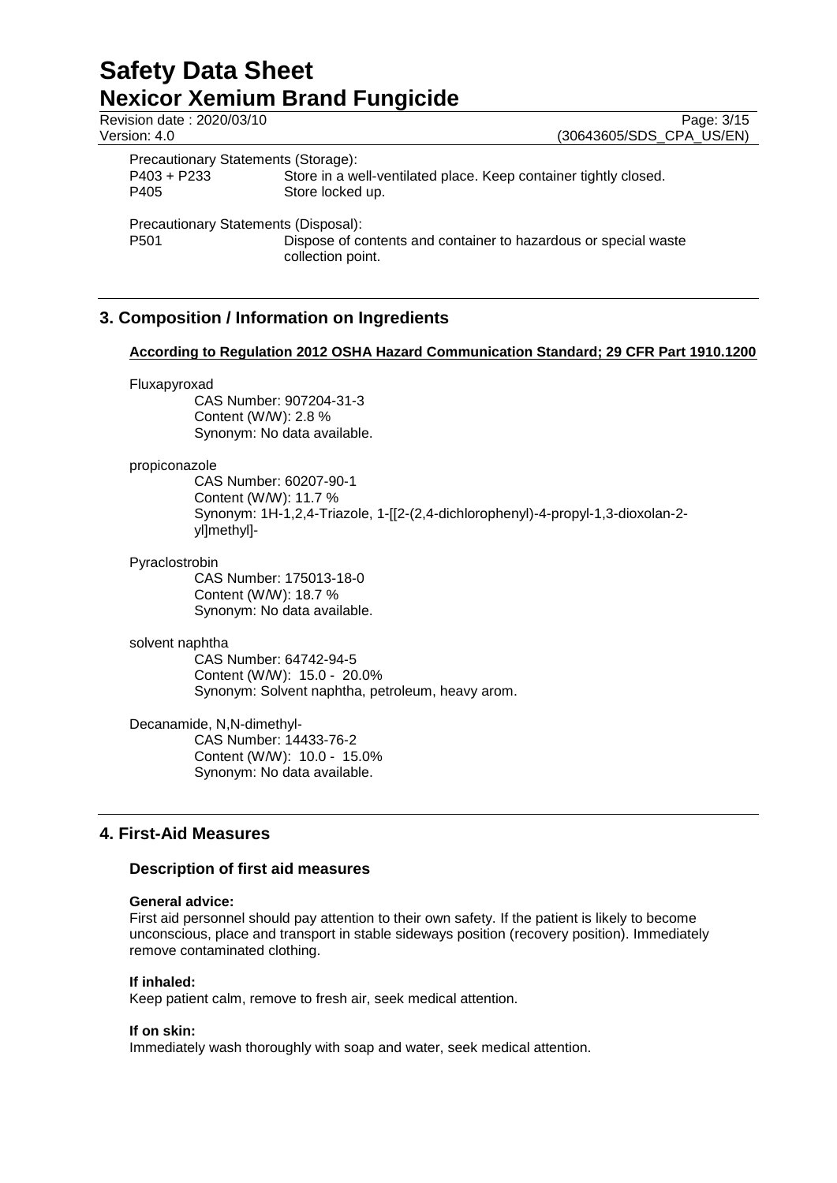Precautionary Statements (Storage):

| | |
|---|---|
| P403 + P233 | Store in a well-ventilated place. Keep container tightly closed. |
| P405 | Store locked up. |

Precautionary Statements (Disposal):

| | |
|---|---|
| P501 | Dispose of contents and container to hazardous or special waste collection point. |

## 3. Composition / Information on Ingredients

**According to Regulation 2012 OSHA Hazard Communication Standard; 29 CFR Part 1910.1200**

Fluxapyroxad
CAS Number: 907204-31-3
Content (W/W): 2.8 %
Synonym: No data available.

propiconazole
CAS Number: 60207-90-1
Content (W/W): 11.7 %
Synonym: 1H-1,2,4-Triazole, 1-[[2-(2,4-dichlorophenyl)-4-propyl-1,3-dioxolan-2-yl]methyl]-

Pyraclostrobin
CAS Number: 175013-18-0
Content (W/W): 18.7 %
Synonym: No data available.

solvent naphtha
CAS Number: 64742-94-5
Content (W/W): 15.0 - 20.0%
Synonym: Solvent naphtha, petroleum, heavy arom.

Decanamide, N,N-dimethyl-
CAS Number: 14433-76-2
Content (W/W): 10.0 - 15.0%
Synonym: No data available.

## 4. First-Aid Measures

### Description of first aid measures

**General advice:**
First aid personnel should pay attention to their own safety. If the patient is likely to become unconscious, place and transport in stable sideways position (recovery position). Immediately remove contaminated clothing.

**If inhaled:**
Keep patient calm, remove to fresh air, seek medical attention.

**If on skin:**
Immediately wash thoroughly with soap and water, seek medical attention.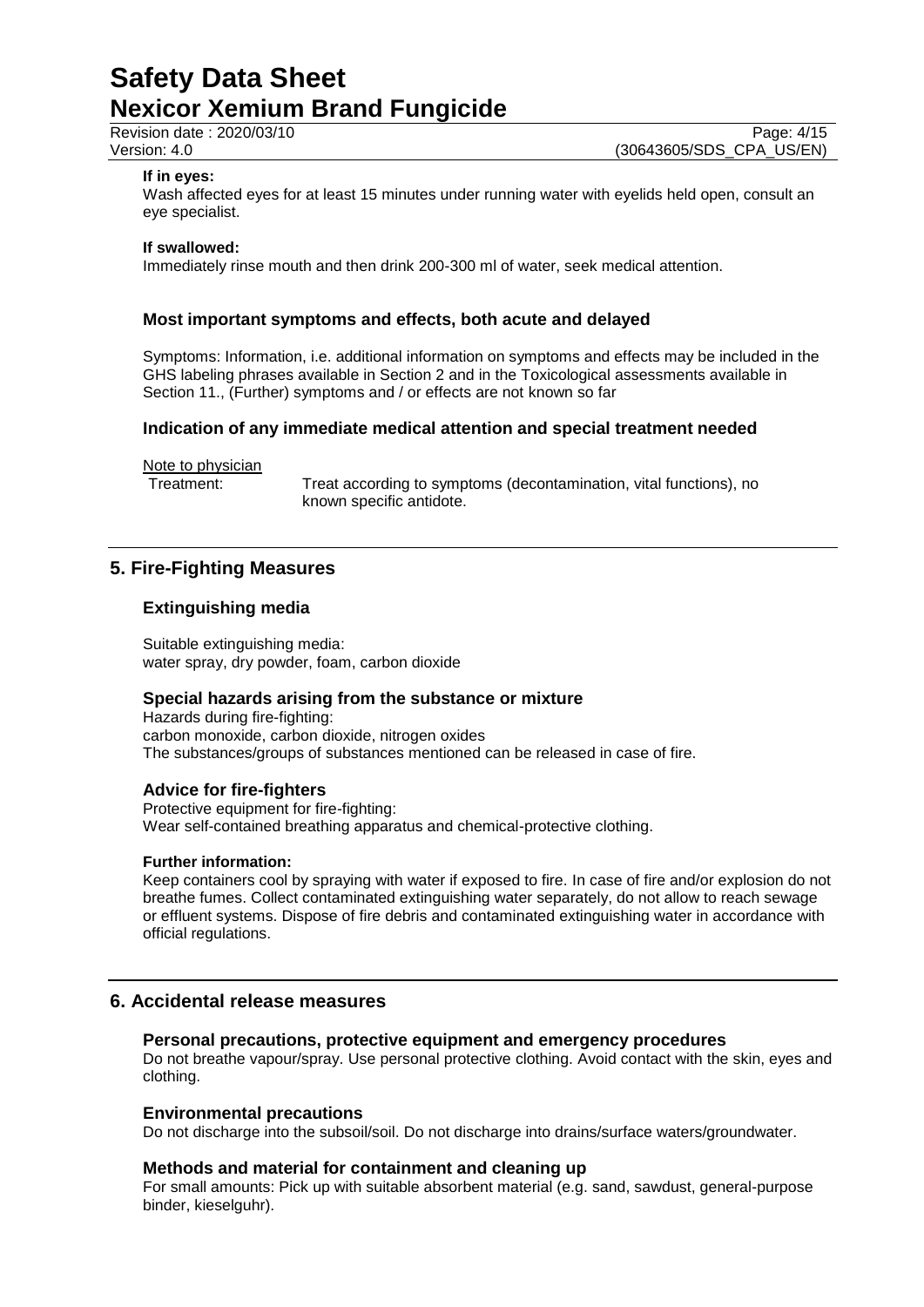**If in eyes:**

Wash affected eyes for at least 15 minutes under running water with eyelids held open, consult an eye specialist.

**If swallowed:**

Immediately rinse mouth and then drink 200-300 ml of water, seek medical attention.

### Most important symptoms and effects, both acute and delayed

Symptoms: Information, i.e. additional information on symptoms and effects may be included in the GHS labeling phrases available in Section 2 and in the Toxicological assessments available in Section 11., (Further) symptoms and / or effects are not known so far

### Indication of any immediate medical attention and special treatment needed

Note to physician

Treatment: Treat according to symptoms (decontamination, vital functions), no known specific antidote.

## 5. Fire-Fighting Measures

### Extinguishing media

Suitable extinguishing media:
water spray, dry powder, foam, carbon dioxide

### Special hazards arising from the substance or mixture

Hazards during fire-fighting:
carbon monoxide, carbon dioxide, nitrogen oxides
The substances/groups of substances mentioned can be released in case of fire.

### Advice for fire-fighters

Protective equipment for fire-fighting:
Wear self-contained breathing apparatus and chemical-protective clothing.

**Further information:**

Keep containers cool by spraying with water if exposed to fire. In case of fire and/or explosion do not breathe fumes. Collect contaminated extinguishing water separately, do not allow to reach sewage or effluent systems. Dispose of fire debris and contaminated extinguishing water in accordance with official regulations.

## 6. Accidental release measures

### Personal precautions, protective equipment and emergency procedures

Do not breathe vapour/spray. Use personal protective clothing. Avoid contact with the skin, eyes and clothing.

### Environmental precautions

Do not discharge into the subsoil/soil. Do not discharge into drains/surface waters/groundwater.

### Methods and material for containment and cleaning up

For small amounts: Pick up with suitable absorbent material (e.g. sand, sawdust, general-purpose binder, kieselguhr).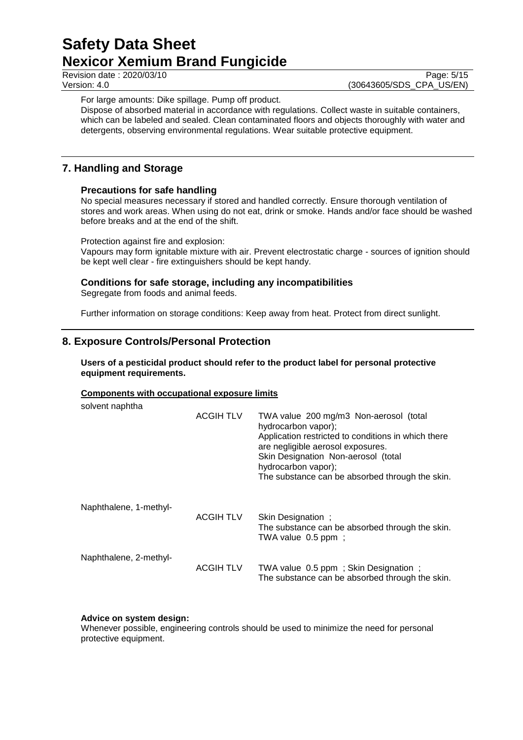For large amounts: Dike spillage. Pump off product.
Dispose of absorbed material in accordance with regulations. Collect waste in suitable containers, which can be labeled and sealed. Clean contaminated floors and objects thoroughly with water and detergents, observing environmental regulations. Wear suitable protective equipment.

## 7. Handling and Storage

### Precautions for safe handling

No special measures necessary if stored and handled correctly. Ensure thorough ventilation of stores and work areas. When using do not eat, drink or smoke. Hands and/or face should be washed before breaks and at the end of the shift.

Protection against fire and explosion:
Vapours may form ignitable mixture with air. Prevent electrostatic charge - sources of ignition should be kept well clear - fire extinguishers should be kept handy.

### Conditions for safe storage, including any incompatibilities

Segregate from foods and animal feeds.

Further information on storage conditions: Keep away from heat. Protect from direct sunlight.

## 8. Exposure Controls/Personal Protection

**Users of a pesticidal product should refer to the product label for personal protective equipment requirements.**

**Components with occupational exposure limits**

| Component | Source | Limits |
|---|---|---|
| solvent naphtha | ACGIH TLV | TWA value 200 mg/m3 Non-aerosol (total hydrocarbon vapor); Application restricted to conditions in which there are negligible aerosol exposures. Skin Designation Non-aerosol (total hydrocarbon vapor); The substance can be absorbed through the skin. |
| Naphthalene, 1-methyl- | ACGIH TLV | Skin Designation ; The substance can be absorbed through the skin. TWA value 0.5 ppm ; |
| Naphthalene, 2-methyl- | ACGIH TLV | TWA value 0.5 ppm ; Skin Designation ; The substance can be absorbed through the skin. |

**Advice on system design:**
Whenever possible, engineering controls should be used to minimize the need for personal protective equipment.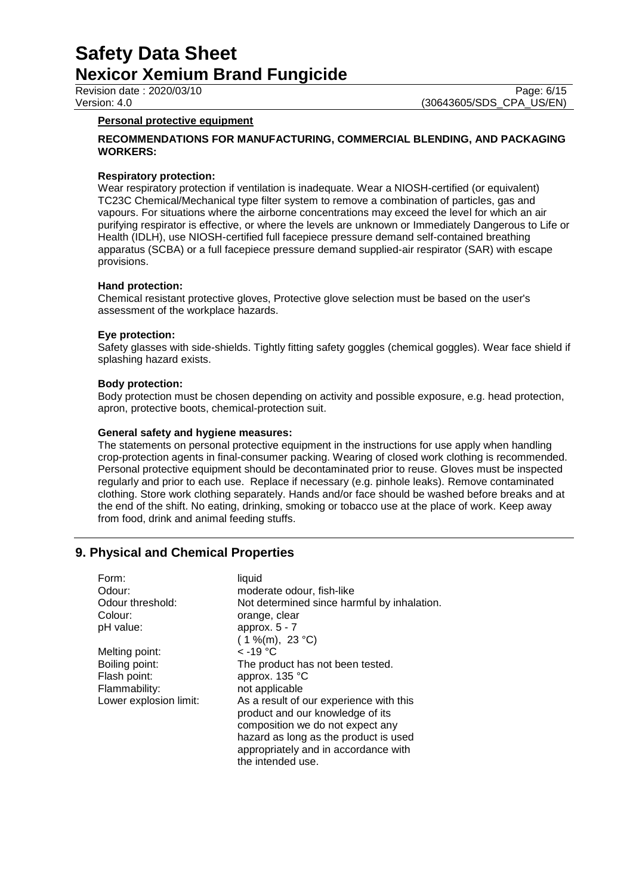**Personal protective equipment**

**RECOMMENDATIONS FOR MANUFACTURING, COMMERCIAL BLENDING, AND PACKAGING WORKERS:**

**Respiratory protection:**

Wear respiratory protection if ventilation is inadequate. Wear a NIOSH-certified (or equivalent) TC23C Chemical/Mechanical type filter system to remove a combination of particles, gas and vapours. For situations where the airborne concentrations may exceed the level for which an air purifying respirator is effective, or where the levels are unknown or Immediately Dangerous to Life or Health (IDLH), use NIOSH-certified full facepiece pressure demand self-contained breathing apparatus (SCBA) or a full facepiece pressure demand supplied-air respirator (SAR) with escape provisions.

**Hand protection:**

Chemical resistant protective gloves, Protective glove selection must be based on the user's assessment of the workplace hazards.

**Eye protection:**

Safety glasses with side-shields. Tightly fitting safety goggles (chemical goggles). Wear face shield if splashing hazard exists.

**Body protection:**

Body protection must be chosen depending on activity and possible exposure, e.g. head protection, apron, protective boots, chemical-protection suit.

**General safety and hygiene measures:**

The statements on personal protective equipment in the instructions for use apply when handling crop-protection agents in final-consumer packing. Wearing of closed work clothing is recommended. Personal protective equipment should be decontaminated prior to reuse. Gloves must be inspected regularly and prior to each use. Replace if necessary (e.g. pinhole leaks). Remove contaminated clothing. Store work clothing separately. Hands and/or face should be washed before breaks and at the end of the shift. No eating, drinking, smoking or tobacco use at the place of work. Keep away from food, drink and animal feeding stuffs.

## 9. Physical and Chemical Properties

| | |
|---|---|
| Form: | liquid |
| Odour: | moderate odour, fish-like |
| Odour threshold: | Not determined since harmful by inhalation. |
| Colour: | orange, clear |
| pH value: | approx. 5 - 7 ( 1 %(m), 23 °C) |
| Melting point: | < -19 °C |
| Boiling point: | The product has not been tested. |
| Flash point: | approx. 135 °C |
| Flammability: | not applicable |
| Lower explosion limit: | As a result of our experience with this product and our knowledge of its composition we do not expect any hazard as long as the product is used appropriately and in accordance with the intended use. |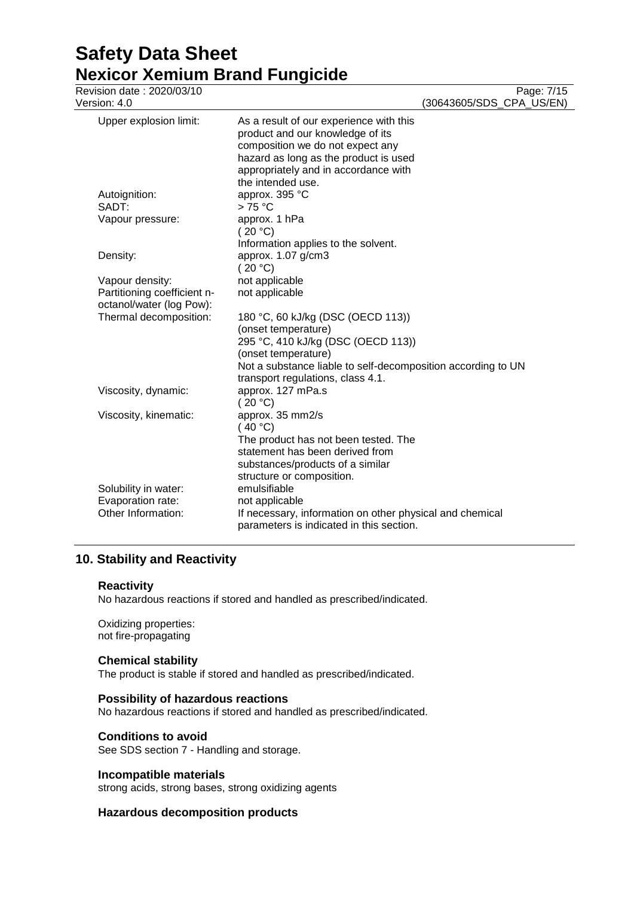| | |
|---|---|
| Upper explosion limit: | As a result of our experience with this product and our knowledge of its composition we do not expect any hazard as long as the product is used appropriately and in accordance with the intended use. |
| Autoignition: | approx. 395 °C |
| SADT: | > 75 °C |
| Vapour pressure: | approx. 1 hPa<br>( 20 °C)<br>Information applies to the solvent. |
| Density: | approx. 1.07 g/cm3<br>( 20 °C) |
| Vapour density: | not applicable |
| Partitioning coefficient n-octanol/water (log Pow): | not applicable |
| Thermal decomposition: | 180 °C, 60 kJ/kg (DSC (OECD 113))<br>(onset temperature)<br>295 °C, 410 kJ/kg (DSC (OECD 113))<br>(onset temperature)<br>Not a substance liable to self-decomposition according to UN transport regulations, class 4.1. |
| Viscosity, dynamic: | approx. 127 mPa.s<br>( 20 °C) |
| Viscosity, kinematic: | approx. 35 mm2/s<br>( 40 °C)<br>The product has not been tested. The statement has been derived from substances/products of a similar structure or composition. |
| Solubility in water: | emulsifiable |
| Evaporation rate: | not applicable |
| Other Information: | If necessary, information on other physical and chemical parameters is indicated in this section. |

## 10. Stability and Reactivity

### Reactivity

No hazardous reactions if stored and handled as prescribed/indicated.

Oxidizing properties:
not fire-propagating

### Chemical stability

The product is stable if stored and handled as prescribed/indicated.

### Possibility of hazardous reactions

No hazardous reactions if stored and handled as prescribed/indicated.

### Conditions to avoid

See SDS section 7 - Handling and storage.

### Incompatible materials

strong acids, strong bases, strong oxidizing agents

### Hazardous decomposition products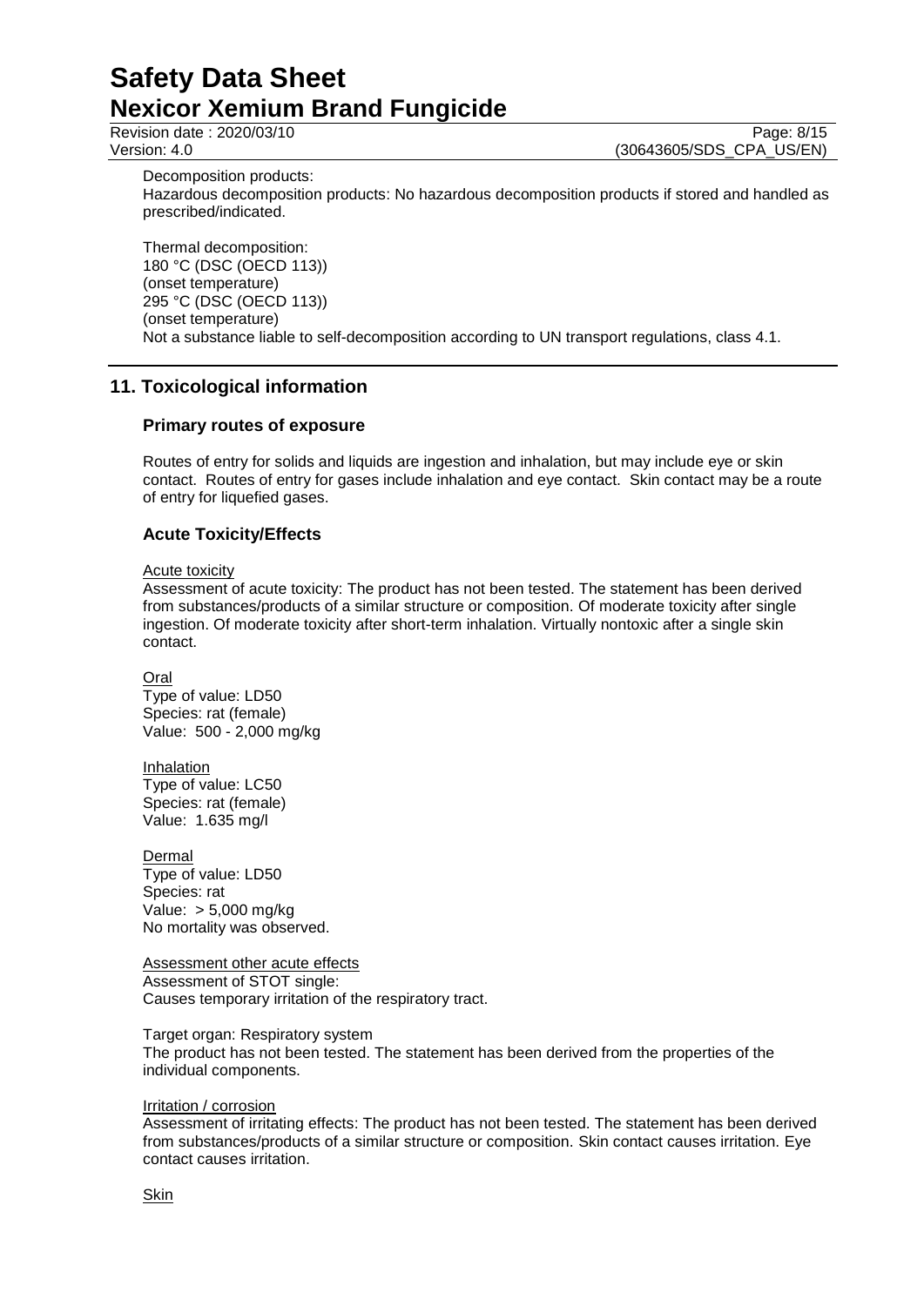Decomposition products:
Hazardous decomposition products: No hazardous decomposition products if stored and handled as prescribed/indicated.

Thermal decomposition:
180 °C (DSC (OECD 113))
(onset temperature)
295 °C (DSC (OECD 113))
(onset temperature)
Not a substance liable to self-decomposition according to UN transport regulations, class 4.1.

## 11. Toxicological information

### Primary routes of exposure

Routes of entry for solids and liquids are ingestion and inhalation, but may include eye or skin contact. Routes of entry for gases include inhalation and eye contact. Skin contact may be a route of entry for liquefied gases.

### Acute Toxicity/Effects

Acute toxicity

Assessment of acute toxicity: The product has not been tested. The statement has been derived from substances/products of a similar structure or composition. Of moderate toxicity after single ingestion. Of moderate toxicity after short-term inhalation. Virtually nontoxic after a single skin contact.

Oral
Type of value: LD50
Species: rat (female)
Value: 500 - 2,000 mg/kg

Inhalation
Type of value: LC50
Species: rat (female)
Value: 1.635 mg/l

Dermal
Type of value: LD50
Species: rat
Value: > 5,000 mg/kg
No mortality was observed.

Assessment other acute effects
Assessment of STOT single:
Causes temporary irritation of the respiratory tract.

Target organ: Respiratory system
The product has not been tested. The statement has been derived from the properties of the individual components.

Irritation / corrosion
Assessment of irritating effects: The product has not been tested. The statement has been derived from substances/products of a similar structure or composition. Skin contact causes irritation. Eye contact causes irritation.

Skin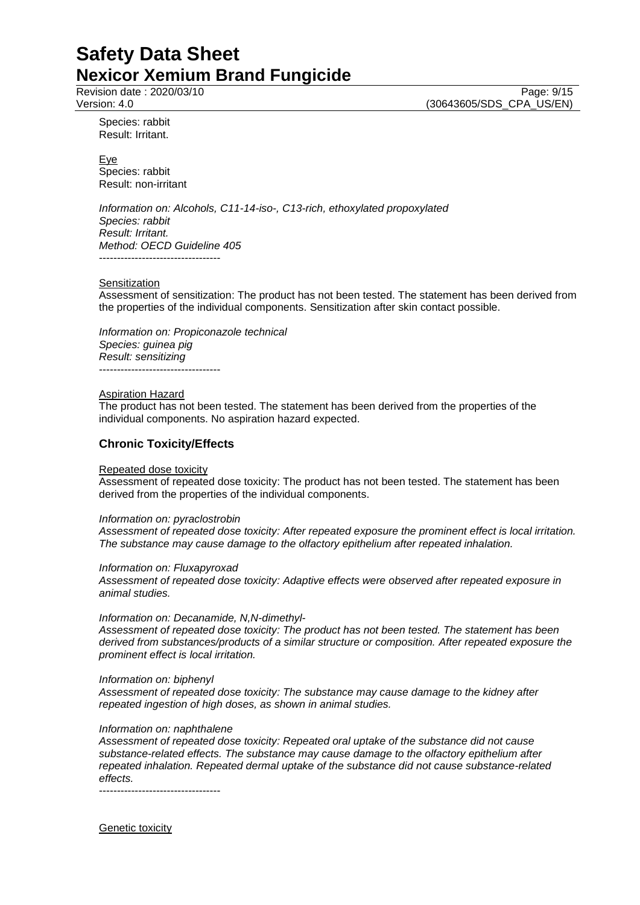Species: rabbit
Result: Irritant.

Eye
Species: rabbit
Result: non-irritant

*Information on: Alcohols, C11-14-iso-, C13-rich, ethoxylated propoxylated*
*Species: rabbit*
*Result: Irritant.*
*Method: OECD Guideline 405*
----------------------------------

Sensitization
Assessment of sensitization: The product has not been tested. The statement has been derived from the properties of the individual components. Sensitization after skin contact possible.

*Information on: Propiconazole technical*
*Species: guinea pig*
*Result: sensitizing*
----------------------------------

Aspiration Hazard
The product has not been tested. The statement has been derived from the properties of the individual components. No aspiration hazard expected.

### Chronic Toxicity/Effects

Repeated dose toxicity
Assessment of repeated dose toxicity: The product has not been tested. The statement has been derived from the properties of the individual components.

*Information on: pyraclostrobin*
*Assessment of repeated dose toxicity: After repeated exposure the prominent effect is local irritation. The substance may cause damage to the olfactory epithelium after repeated inhalation.*

*Information on: Fluxapyroxad*
*Assessment of repeated dose toxicity: Adaptive effects were observed after repeated exposure in animal studies.*

*Information on: Decanamide, N,N-dimethyl-*
*Assessment of repeated dose toxicity: The product has not been tested. The statement has been derived from substances/products of a similar structure or composition. After repeated exposure the prominent effect is local irritation.*

*Information on: biphenyl*
*Assessment of repeated dose toxicity: The substance may cause damage to the kidney after repeated ingestion of high doses, as shown in animal studies.*

*Information on: naphthalene*
*Assessment of repeated dose toxicity: Repeated oral uptake of the substance did not cause substance-related effects. The substance may cause damage to the olfactory epithelium after repeated inhalation. Repeated dermal uptake of the substance did not cause substance-related effects.*
----------------------------------

Genetic toxicity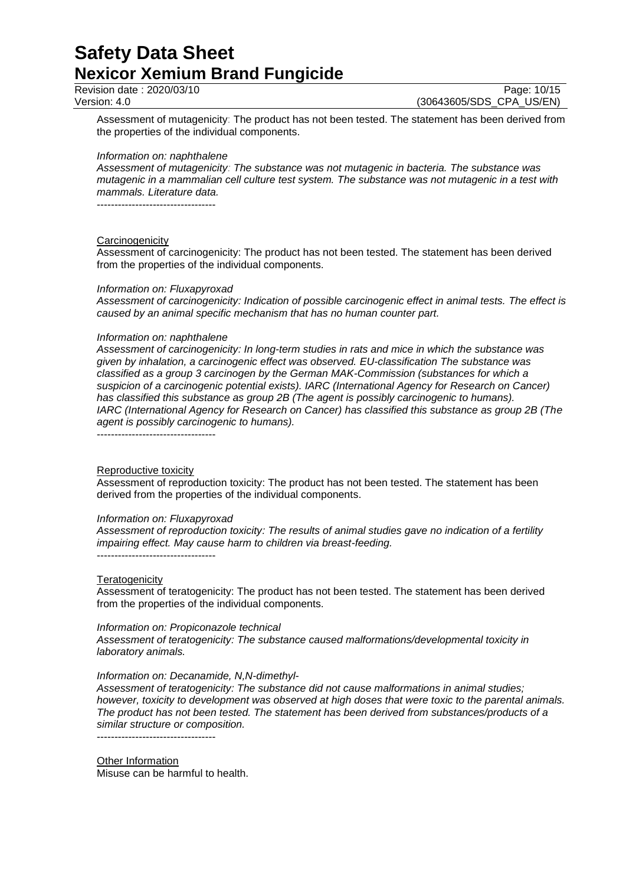Assessment of mutagenicity: The product has not been tested. The statement has been derived from the properties of the individual components.

*Information on: naphthalene*

*Assessment of mutagenicity: The substance was not mutagenic in bacteria. The substance was mutagenic in a mammalian cell culture test system. The substance was not mutagenic in a test with mammals. Literature data.*

----------------------------------

Carcinogenicity

Assessment of carcinogenicity: The product has not been tested. The statement has been derived from the properties of the individual components.

*Information on: Fluxapyroxad*

*Assessment of carcinogenicity: Indication of possible carcinogenic effect in animal tests. The effect is caused by an animal specific mechanism that has no human counter part.*

*Information on: naphthalene*

*Assessment of carcinogenicity: In long-term studies in rats and mice in which the substance was given by inhalation, a carcinogenic effect was observed. EU-classification The substance was classified as a group 3 carcinogen by the German MAK-Commission (substances for which a suspicion of a carcinogenic potential exists). IARC (International Agency for Research on Cancer) has classified this substance as group 2B (The agent is possibly carcinogenic to humans). IARC (International Agency for Research on Cancer) has classified this substance as group 2B (The agent is possibly carcinogenic to humans).*

----------------------------------

Reproductive toxicity

Assessment of reproduction toxicity: The product has not been tested. The statement has been derived from the properties of the individual components.

*Information on: Fluxapyroxad*

*Assessment of reproduction toxicity: The results of animal studies gave no indication of a fertility impairing effect. May cause harm to children via breast-feeding.*

----------------------------------

Teratogenicity

Assessment of teratogenicity: The product has not been tested. The statement has been derived from the properties of the individual components.

*Information on: Propiconazole technical*

*Assessment of teratogenicity: The substance caused malformations/developmental toxicity in laboratory animals.*

*Information on: Decanamide, N,N-dimethyl-*

*Assessment of teratogenicity: The substance did not cause malformations in animal studies; however, toxicity to development was observed at high doses that were toxic to the parental animals. The product has not been tested. The statement has been derived from substances/products of a similar structure or composition.*

----------------------------------

Other Information

Misuse can be harmful to health.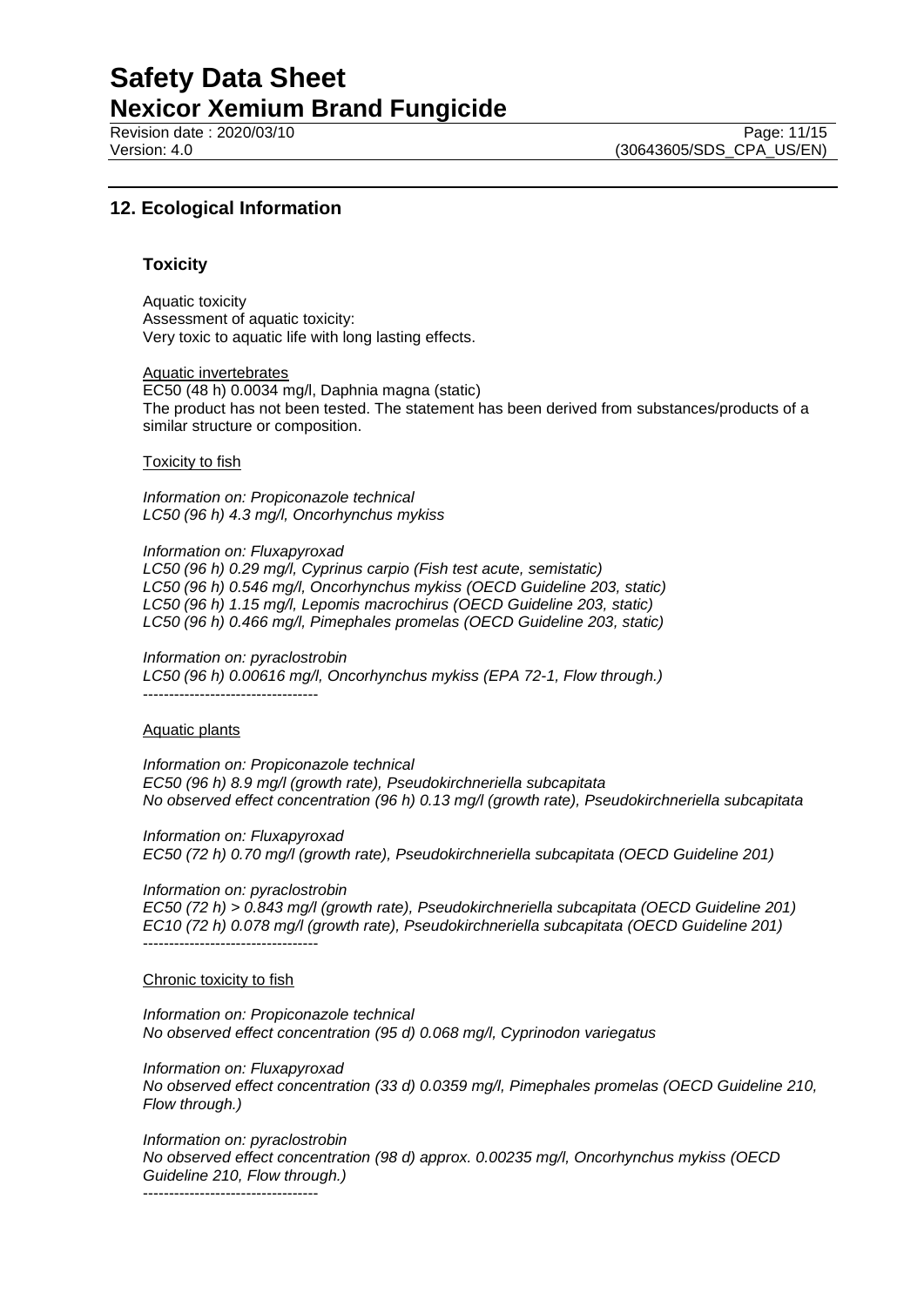## 12. Ecological Information

### Toxicity

Aquatic toxicity
Assessment of aquatic toxicity:
Very toxic to aquatic life with long lasting effects.

Aquatic invertebrates
EC50 (48 h) 0.0034 mg/l, Daphnia magna (static)
The product has not been tested. The statement has been derived from substances/products of a similar structure or composition.

Toxicity to fish

*Information on: Propiconazole technical*
*LC50 (96 h) 4.3 mg/l, Oncorhynchus mykiss*

*Information on: Fluxapyroxad*
*LC50 (96 h) 0.29 mg/l, Cyprinus carpio (Fish test acute, semistatic)*
*LC50 (96 h) 0.546 mg/l, Oncorhynchus mykiss (OECD Guideline 203, static)*
*LC50 (96 h) 1.15 mg/l, Lepomis macrochirus (OECD Guideline 203, static)*
*LC50 (96 h) 0.466 mg/l, Pimephales promelas (OECD Guideline 203, static)*

*Information on: pyraclostrobin*
*LC50 (96 h) 0.00616 mg/l, Oncorhynchus mykiss (EPA 72-1, Flow through.)*
----------------------------------

Aquatic plants

*Information on: Propiconazole technical*
*EC50 (96 h) 8.9 mg/l (growth rate), Pseudokirchneriella subcapitata*
*No observed effect concentration (96 h) 0.13 mg/l (growth rate), Pseudokirchneriella subcapitata*

*Information on: Fluxapyroxad*
*EC50 (72 h) 0.70 mg/l (growth rate), Pseudokirchneriella subcapitata (OECD Guideline 201)*

*Information on: pyraclostrobin*
*EC50 (72 h) > 0.843 mg/l (growth rate), Pseudokirchneriella subcapitata (OECD Guideline 201)*
*EC10 (72 h) 0.078 mg/l (growth rate), Pseudokirchneriella subcapitata (OECD Guideline 201)*
----------------------------------

Chronic toxicity to fish

*Information on: Propiconazole technical*
*No observed effect concentration (95 d) 0.068 mg/l, Cyprinodon variegatus*

*Information on: Fluxapyroxad*
*No observed effect concentration (33 d) 0.0359 mg/l, Pimephales promelas (OECD Guideline 210, Flow through.)*

*Information on: pyraclostrobin*
*No observed effect concentration (98 d) approx. 0.00235 mg/l, Oncorhynchus mykiss (OECD Guideline 210, Flow through.)*
----------------------------------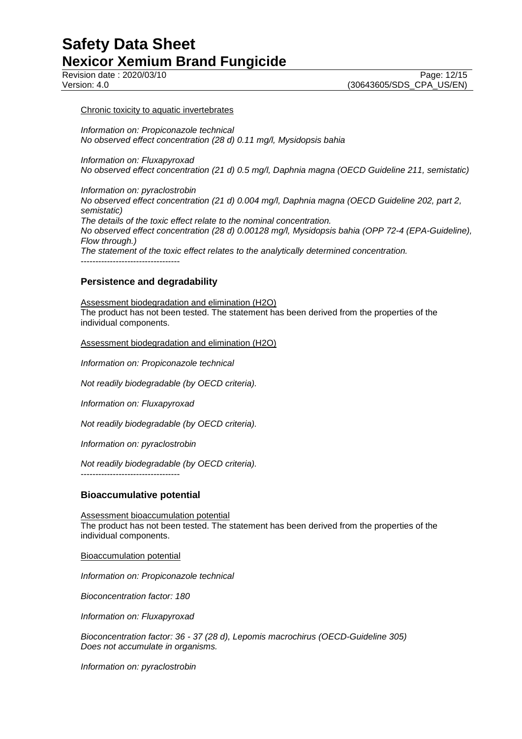Chronic toxicity to aquatic invertebrates

*Information on: Propiconazole technical*
*No observed effect concentration (28 d) 0.11 mg/l, Mysidopsis bahia*

*Information on: Fluxapyroxad*
*No observed effect concentration (21 d) 0.5 mg/l, Daphnia magna (OECD Guideline 211, semistatic)*

*Information on: pyraclostrobin*
*No observed effect concentration (21 d) 0.004 mg/l, Daphnia magna (OECD Guideline 202, part 2, semistatic)*
*The details of the toxic effect relate to the nominal concentration.*
*No observed effect concentration (28 d) 0.00128 mg/l, Mysidopsis bahia (OPP 72-4 (EPA-Guideline), Flow through.)*
*The statement of the toxic effect relates to the analytically determined concentration.*

----------------------------------

## Persistence and degradability

Assessment biodegradation and elimination ($H_2O$)
The product has not been tested. The statement has been derived from the properties of the individual components.

Assessment biodegradation and elimination ($H_2O$)

*Information on: Propiconazole technical*

*Not readily biodegradable (by OECD criteria).*

*Information on: Fluxapyroxad*

*Not readily biodegradable (by OECD criteria).*

*Information on: pyraclostrobin*

*Not readily biodegradable (by OECD criteria).*

----------------------------------

## Bioaccumulative potential

Assessment bioaccumulation potential
The product has not been tested. The statement has been derived from the properties of the individual components.

Bioaccumulation potential

*Information on: Propiconazole technical*

*Bioconcentration factor: 180*

*Information on: Fluxapyroxad*

*Bioconcentration factor: 36 - 37 (28 d), Lepomis macrochirus (OECD-Guideline 305)*
*Does not accumulate in organisms.*

*Information on: pyraclostrobin*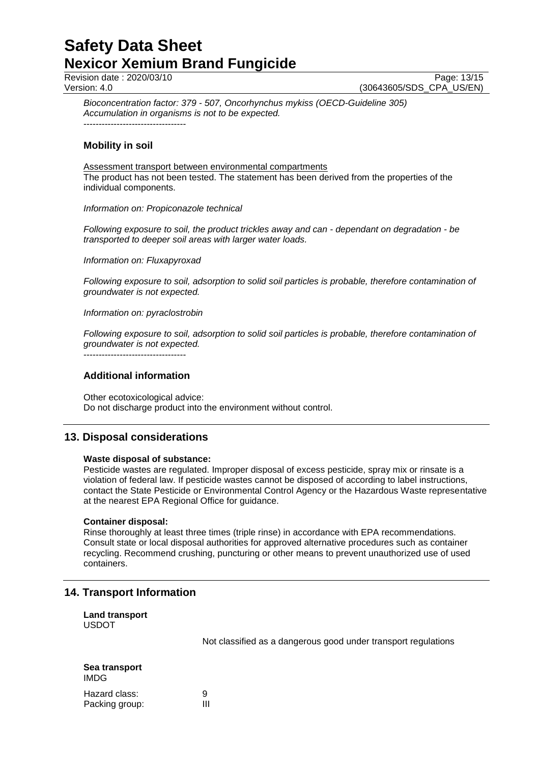*Bioconcentration factor: 379 - 507, Oncorhynchus mykiss (OECD-Guideline 305)*
*Accumulation in organisms is not to be expected.*
----------------------------------

### Mobility in soil

Assessment transport between environmental compartments
The product has not been tested. The statement has been derived from the properties of the individual components.

*Information on: Propiconazole technical*

*Following exposure to soil, the product trickles away and can - dependant on degradation - be transported to deeper soil areas with larger water loads.*

*Information on: Fluxapyroxad*

*Following exposure to soil, adsorption to solid soil particles is probable, therefore contamination of groundwater is not expected.*

*Information on: pyraclostrobin*

*Following exposure to soil, adsorption to solid soil particles is probable, therefore contamination of groundwater is not expected.*
----------------------------------

### Additional information

Other ecotoxicological advice:
Do not discharge product into the environment without control.

## 13. Disposal considerations

**Waste disposal of substance:**
Pesticide wastes are regulated. Improper disposal of excess pesticide, spray mix or rinsate is a violation of federal law. If pesticide wastes cannot be disposed of according to label instructions, contact the State Pesticide or Environmental Control Agency or the Hazardous Waste representative at the nearest EPA Regional Office for guidance.

**Container disposal:**
Rinse thoroughly at least three times (triple rinse) in accordance with EPA recommendations. Consult state or local disposal authorities for approved alternative procedures such as container recycling. Recommend crushing, puncturing or other means to prevent unauthorized use of used containers.

## 14. Transport Information

**Land transport**
USDOT

Not classified as a dangerous good under transport regulations

**Sea transport**
IMDG

Hazard class: 9
Packing group: III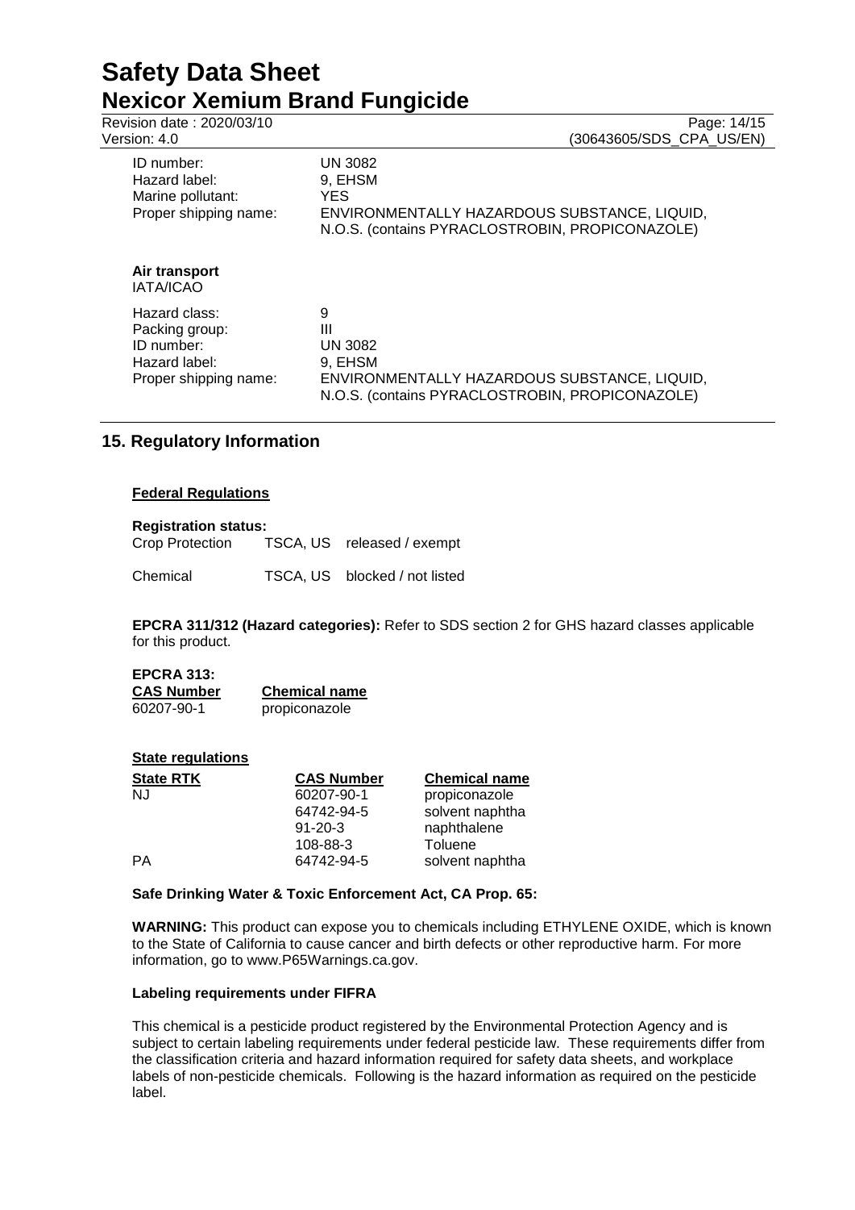| | |
|---|---|
| ID number: | UN 3082 |
| Hazard label: | 9, EHSM |
| Marine pollutant: | YES |
| Proper shipping name: | ENVIRONMENTALLY HAZARDOUS SUBSTANCE, LIQUID, N.O.S. (contains PYRACLOSTROBIN, PROPICONAZOLE) |

**Air transport**
IATA/ICAO

| | |
|---|---|
| Hazard class: | 9 |
| Packing group: | III |
| ID number: | UN 3082 |
| Hazard label: | 9, EHSM |
| Proper shipping name: | ENVIRONMENTALLY HAZARDOUS SUBSTANCE, LIQUID, N.O.S. (contains PYRACLOSTROBIN, PROPICONAZOLE) |

## 15. Regulatory Information

**Federal Regulations**

**Registration status:**

| | | |
|---|---|---|
| Crop Protection | TSCA, US | released / exempt |
| Chemical | TSCA, US | blocked / not listed |

**EPCRA 311/312 (Hazard categories):** Refer to SDS section 2 for GHS hazard classes applicable for this product.

**EPCRA 313:**

| CAS Number | Chemical name |
|---|---|
| 60207-90-1 | propiconazole |

**State regulations**

| State RTK | CAS Number | Chemical name |
|---|---|---|
| NJ | 60207-90-1 | propiconazole |
| | 64742-94-5 | solvent naphtha |
| | 91-20-3 | naphthalene |
| | 108-88-3 | Toluene |
| PA | 64742-94-5 | solvent naphtha |

**Safe Drinking Water & Toxic Enforcement Act, CA Prop. 65:**

**WARNING:** This product can expose you to chemicals including ETHYLENE OXIDE, which is known to the State of California to cause cancer and birth defects or other reproductive harm. For more information, go to www.P65Warnings.ca.gov.

**Labeling requirements under FIFRA**

This chemical is a pesticide product registered by the Environmental Protection Agency and is subject to certain labeling requirements under federal pesticide law. These requirements differ from the classification criteria and hazard information required for safety data sheets, and workplace labels of non-pesticide chemicals. Following is the hazard information as required on the pesticide label.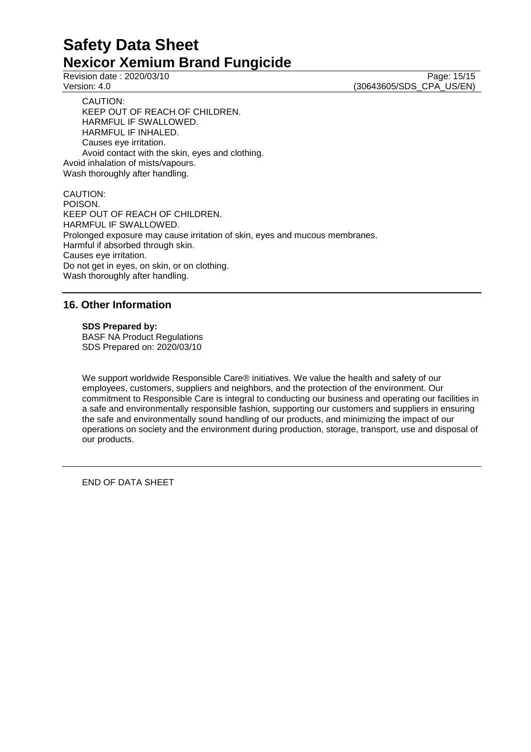CAUTION:
KEEP OUT OF REACH OF CHILDREN.
HARMFUL IF SWALLOWED.
HARMFUL IF INHALED.
Causes eye irritation.
Avoid contact with the skin, eyes and clothing.
Avoid inhalation of mists/vapours.
Wash thoroughly after handling.

CAUTION:
POISON.
KEEP OUT OF REACH OF CHILDREN.
HARMFUL IF SWALLOWED.
Prolonged exposure may cause irritation of skin, eyes and mucous membranes.
Harmful if absorbed through skin.
Causes eye irritation.
Do not get in eyes, on skin, or on clothing.
Wash thoroughly after handling.

## 16. Other Information

**SDS Prepared by:**
BASF NA Product Regulations
SDS Prepared on: 2020/03/10

We support worldwide Responsible Care® initiatives. We value the health and safety of our employees, customers, suppliers and neighbors, and the protection of the environment. Our commitment to Responsible Care is integral to conducting our business and operating our facilities in a safe and environmentally responsible fashion, supporting our customers and suppliers in ensuring the safe and environmentally sound handling of our products, and minimizing the impact of our operations on society and the environment during production, storage, transport, use and disposal of our products.

END OF DATA SHEET